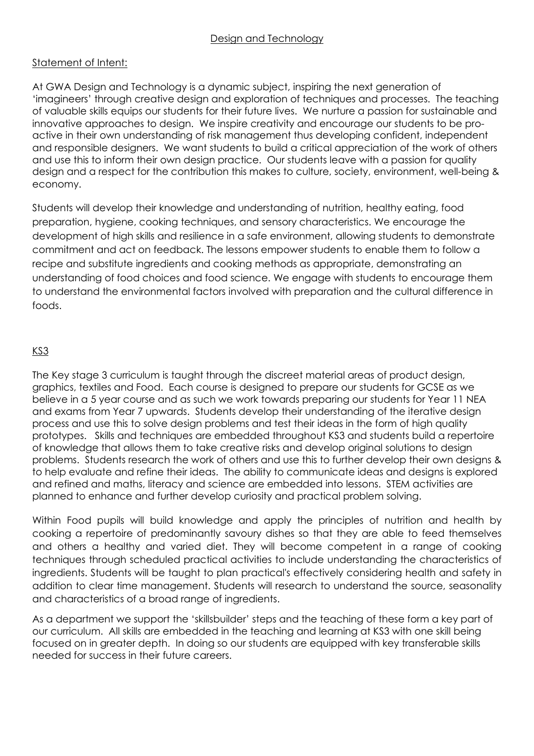# Design and Technology

## Statement of Intent:

At GWA Design and Technology is a dynamic subject, inspiring the next generation of 'imagineers' through creative design and exploration of techniques and processes. The teaching of valuable skills equips our students for their future lives. We nurture a passion for sustainable and innovative approaches to design. We inspire creativity and encourage our students to be pro-active in their own understanding of risk management thus developing confident, independent and responsible designers. We want students to build a critical appreciation of the work of others and use this to inform their own design practice. Our students leave with a passion for quality design and a respect for the contribution this makes to culture, society, environment, well-being & economy.

Students will develop their knowledge and understanding of nutrition, healthy eating, food preparation, hygiene, cooking techniques, and sensory characteristics. We encourage the development of high skills and resilience in a safe environment, allowing students to demonstrate commitment and act on feedback. The lessons empower students to enable them to follow a recipe and substitute ingredients and cooking methods as appropriate, demonstrating an understanding of food choices and food science. We engage with students to encourage them to understand the environmental factors involved with preparation and the cultural difference in foods.

## KS3

The Key stage 3 curriculum is taught through the discreet material areas of product design, graphics, textiles and Food. Each course is designed to prepare our students for GCSE as we believe in a 5 year course and as such we work towards preparing our students for Year 11 NEA and exams from Year 7 upwards. Students develop their understanding of the iterative design process and use this to solve design problems and test their ideas in the form of high quality prototypes. Skills and techniques are embedded throughout KS3 and students build a repertoire of knowledge that allows them to take creative risks and develop original solutions to design problems. Students research the work of others and use this to further develop their own designs & to help evaluate and refine their ideas. The ability to communicate ideas and designs is explored and refined and maths, literacy and science are embedded into lessons. STEM activities are planned to enhance and further develop curiosity and practical problem solving.

Within Food pupils will build knowledge and apply the principles of nutrition and health by cooking a repertoire of predominantly savoury dishes so that they are able to feed themselves and others a healthy and varied diet. They will become competent in a range of cooking techniques through scheduled practical activities to include understanding the characteristics of ingredients. Students will be taught to plan practical's effectively considering health and safety in addition to clear time management. Students will research to understand the source, seasonality and characteristics of a broad range of ingredients.

As a department we support the 'skillsbuilder' steps and the teaching of these form a key part of our curriculum. All skills are embedded in the teaching and learning at KS3 with one skill being focused on in greater depth. In doing so our students are equipped with key transferable skills needed for success in their future careers.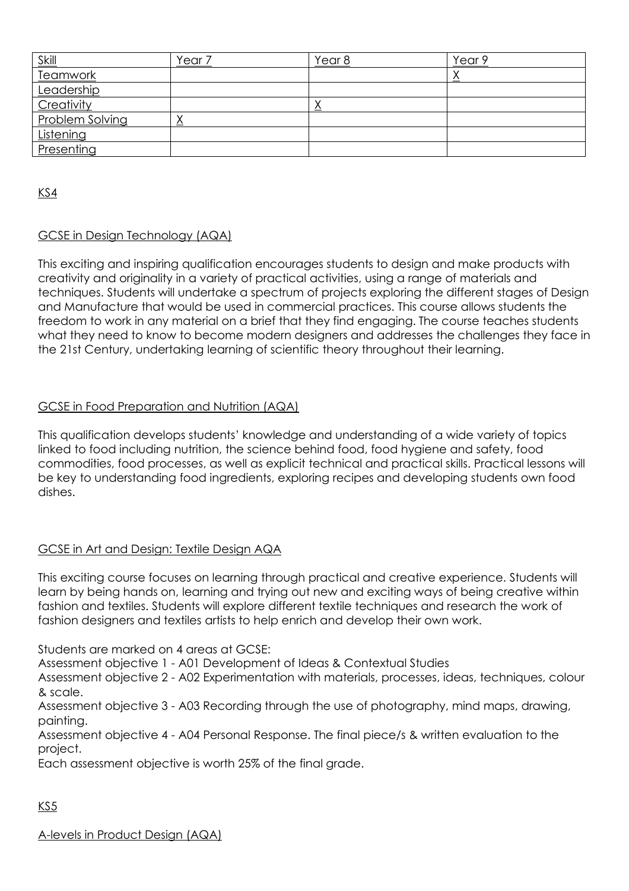| Skill | Year 7 | Year 8 | Year 9 |
|---|---|---|---|
| Teamwork | | | X |
| Leadership | | | |
| Creativity | | X | |
| Problem Solving | X | | |
| Listening | | | |
| Presenting | | | |

## KS4

### GCSE in Design Technology (AQA)

This exciting and inspiring qualification encourages students to design and make products with creativity and originality in a variety of practical activities, using a range of materials and techniques. Students will undertake a spectrum of projects exploring the different stages of Design and Manufacture that would be used in commercial practices. This course allows students the freedom to work in any material on a brief that they find engaging. The course teaches students what they need to know to become modern designers and addresses the challenges they face in the 21st Century, undertaking learning of scientific theory throughout their learning.

### GCSE in Food Preparation and Nutrition (AQA)

This qualification develops students' knowledge and understanding of a wide variety of topics linked to food including nutrition, the science behind food, food hygiene and safety, food commodities, food processes, as well as explicit technical and practical skills. Practical lessons will be key to understanding food ingredients, exploring recipes and developing students own food dishes.

### GCSE in Art and Design: Textile Design AQA

This exciting course focuses on learning through practical and creative experience. Students will learn by being hands on, learning and trying out new and exciting ways of being creative within fashion and textiles. Students will explore different textile techniques and research the work of fashion designers and textiles artists to help enrich and develop their own work.

Students are marked on 4 areas at GCSE:
Assessment objective 1 - A01 Development of Ideas & Contextual Studies
Assessment objective 2 - A02 Experimentation with materials, processes, ideas, techniques, colour & scale.
Assessment objective 3 - A03 Recording through the use of photography, mind maps, drawing, painting.
Assessment objective 4 - A04 Personal Response. The final piece/s & written evaluation to the project.
Each assessment objective is worth 25% of the final grade.

## KS5

### A-levels in Product Design (AQA)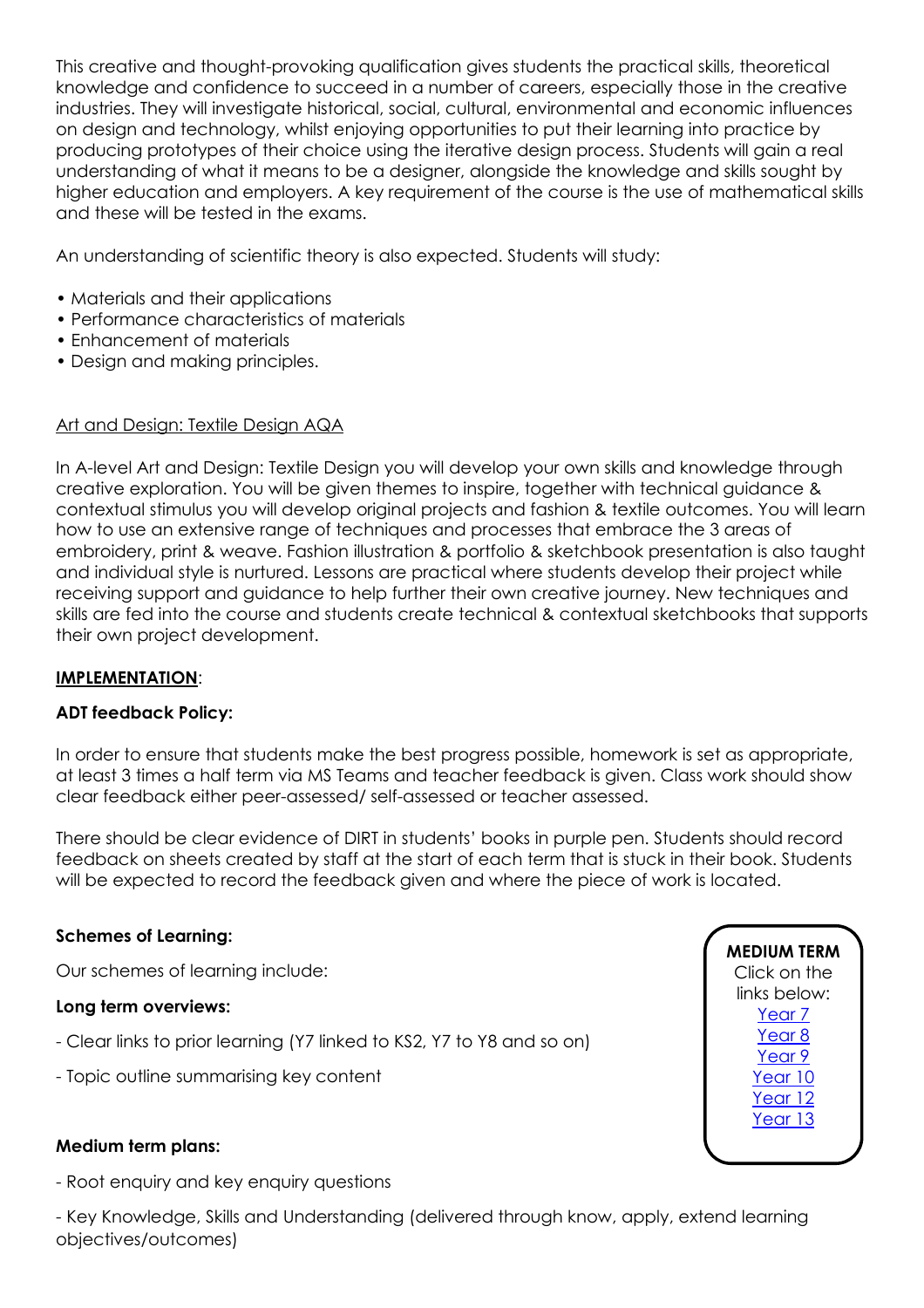This creative and thought-provoking qualification gives students the practical skills, theoretical knowledge and confidence to succeed in a number of careers, especially those in the creative industries. They will investigate historical, social, cultural, environmental and economic influences on design and technology, whilst enjoying opportunities to put their learning into practice by producing prototypes of their choice using the iterative design process. Students will gain a real understanding of what it means to be a designer, alongside the knowledge and skills sought by higher education and employers. A key requirement of the course is the use of mathematical skills and these will be tested in the exams.

An understanding of scientific theory is also expected. Students will study:

- Materials and their applications
- Performance characteristics of materials
- Enhancement of materials
- Design and making principles.

Art and Design: Textile Design AQA

In A-level Art and Design: Textile Design you will develop your own skills and knowledge through creative exploration. You will be given themes to inspire, together with technical guidance & contextual stimulus you will develop original projects and fashion & textile outcomes. You will learn how to use an extensive range of techniques and processes that embrace the 3 areas of embroidery, print & weave. Fashion illustration & portfolio & sketchbook presentation is also taught and individual style is nurtured. Lessons are practical where students develop their project while receiving support and guidance to help further their own creative journey. New techniques and skills are fed into the course and students create technical & contextual sketchbooks that supports their own project development.

**IMPLEMENTATION**:

**ADT feedback Policy:**

In order to ensure that students make the best progress possible, homework is set as appropriate, at least 3 times a half term via MS Teams and teacher feedback is given. Class work should show clear feedback either peer-assessed/ self-assessed or teacher assessed.

There should be clear evidence of DIRT in students' books in purple pen. Students should record feedback on sheets created by staff at the start of each term that is stuck in their book. Students will be expected to record the feedback given and where the piece of work is located.

**Schemes of Learning:**

Our schemes of learning include:

**Long term overviews:**

- Clear links to prior learning (Y7 linked to KS2, Y7 to Y8 and so on)
- Topic outline summarising key content

**MEDIUM TERM**
Click on the links below:
Year 7
Year 8
Year 9
Year 10
Year 12
Year 13

**Medium term plans:**

- Root enquiry and key enquiry questions
- Key Knowledge, Skills and Understanding (delivered through know, apply, extend learning objectives/outcomes)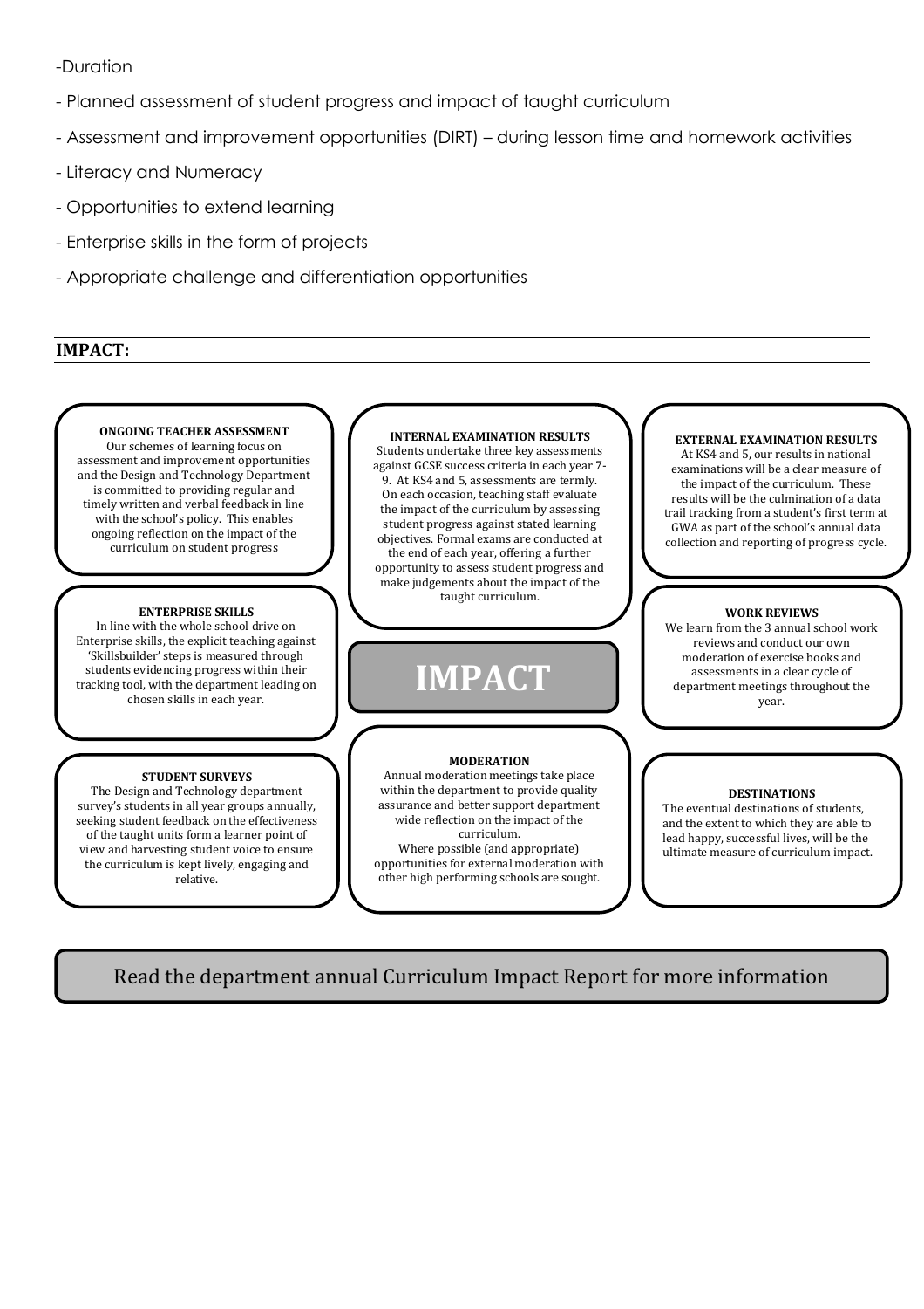-Duration

- Planned assessment of student progress and impact of taught curriculum
- Assessment and improvement opportunities (DIRT) – during lesson time and homework activities
- Literacy and Numeracy
- Opportunities to extend learning
- Enterprise skills in the form of projects
- Appropriate challenge and differentiation opportunities

## IMPACT:

**ONGOING TEACHER ASSESSMENT**
Our schemes of learning focus on assessment and improvement opportunities and the Design and Technology Department is committed to providing regular and timely written and verbal feedback in line with the school's policy. This enables ongoing reflection on the impact of the curriculum on student progress

**INTERNAL EXAMINATION RESULTS**
Students undertake three key assessments against GCSE success criteria in each year 7-9. At KS4 and 5, assessments are termly. On each occasion, teaching staff evaluate the impact of the curriculum by assessing student progress against stated learning objectives. Formal exams are conducted at the end of each year, offering a further opportunity to assess student progress and make judgements about the impact of the taught curriculum.

**EXTERNAL EXAMINATION RESULTS**
At KS4 and 5, our results in national examinations will be a clear measure of the impact of the curriculum. These results will be the culmination of a data trail tracking from a student's first term at GWA as part of the school's annual data collection and reporting of progress cycle.

**ENTERPRISE SKILLS**
In line with the whole school drive on Enterprise skills, the explicit teaching against 'Skillsbuilder' steps is measured through students evidencing progress within their tracking tool, with the department leading on chosen skills in each year.

**IMPACT**

**WORK REVIEWS**
We learn from the 3 annual school work reviews and conduct our own moderation of exercise books and assessments in a clear cycle of department meetings throughout the year.

**STUDENT SURVEYS**
The Design and Technology department survey's students in all year groups annually, seeking student feedback on the effectiveness of the taught units form a learner point of view and harvesting student voice to ensure the curriculum is kept lively, engaging and relative.

**MODERATION**
Annual moderation meetings take place within the department to provide quality assurance and better support department wide reflection on the impact of the curriculum.
Where possible (and appropriate) opportunities for external moderation with other high performing schools are sought.

**DESTINATIONS**
The eventual destinations of students, and the extent to which they are able to lead happy, successful lives, will be the ultimate measure of curriculum impact.

Read the department annual Curriculum Impact Report for more information